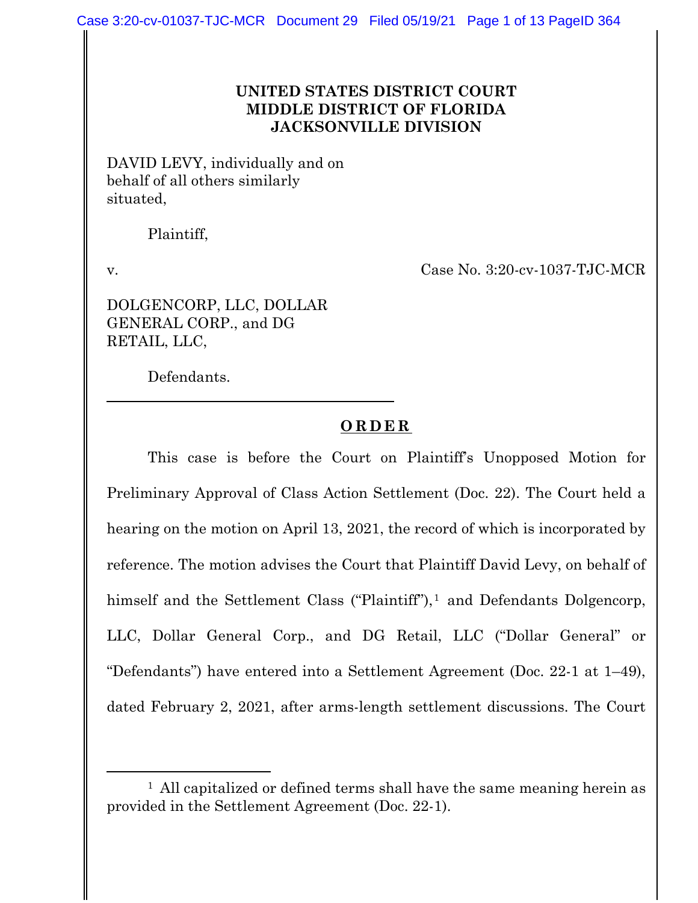**UNITED STATES DISTRICT COURT**
**MIDDLE DISTRICT OF FLORIDA**
**JACKSONVILLE DIVISION**

DAVID LEVY, individually and on behalf of all others similarly situated,

Plaintiff,

v. Case No. 3:20-cv-1037-TJC-MCR

DOLGENCORP, LLC, DOLLAR GENERAL CORP., and DG RETAIL, LLC,

Defendants.

---

**O R D E R**

This case is before the Court on Plaintiff's Unopposed Motion for Preliminary Approval of Class Action Settlement (Doc. 22). The Court held a hearing on the motion on April 13, 2021, the record of which is incorporated by reference. The motion advises the Court that Plaintiff David Levy, on behalf of himself and the Settlement Class ("Plaintiff"),[1] and Defendants Dolgencorp, LLC, Dollar General Corp., and DG Retail, LLC ("Dollar General" or "Defendants") have entered into a Settlement Agreement (Doc. 22-1 at 1–49), dated February 2, 2021, after arms-length settlement discussions. The Court

---

[1] All capitalized or defined terms shall have the same meaning herein as provided in the Settlement Agreement (Doc. 22-1).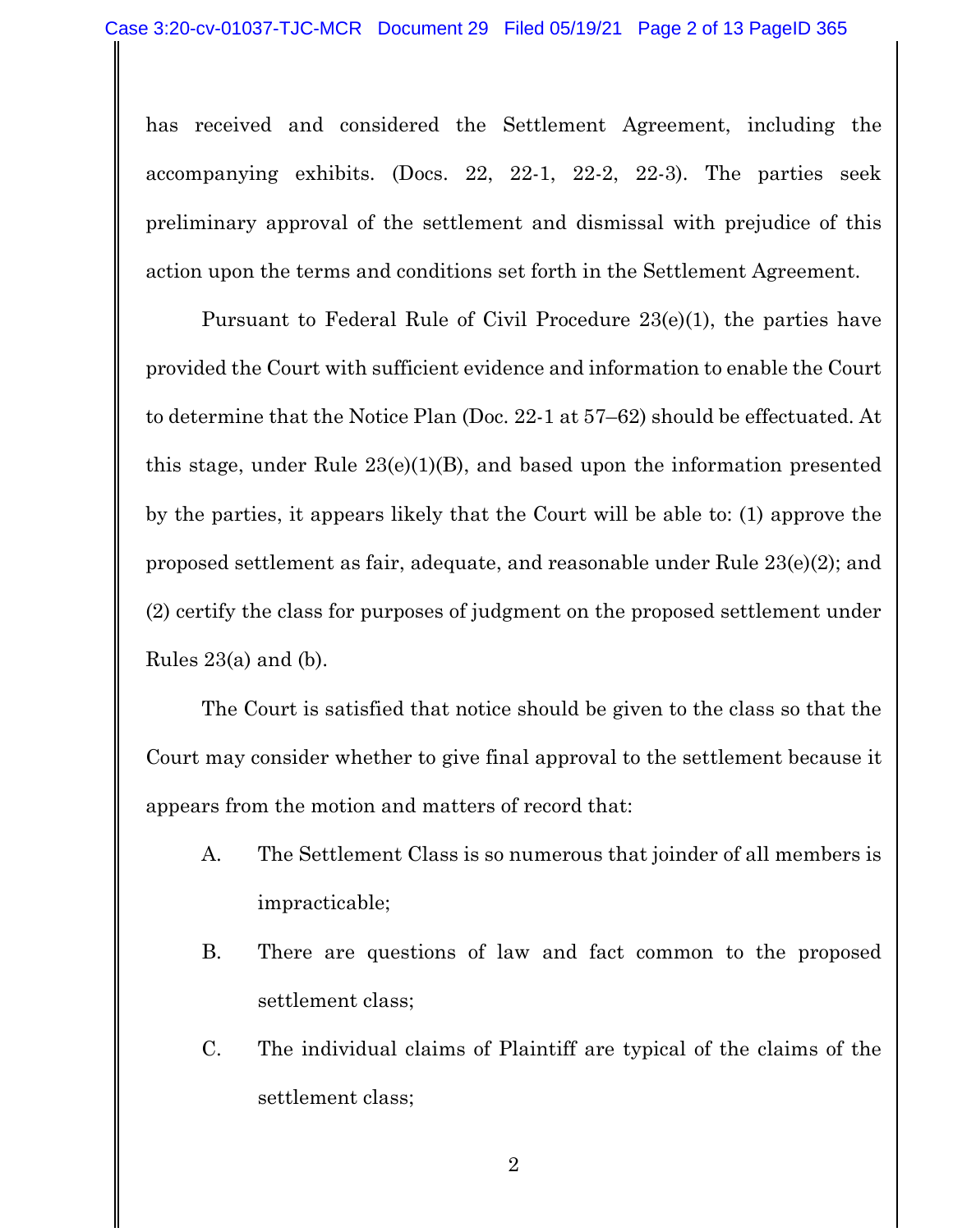has received and considered the Settlement Agreement, including the accompanying exhibits. (Docs. 22, 22-1, 22-2, 22-3). The parties seek preliminary approval of the settlement and dismissal with prejudice of this action upon the terms and conditions set forth in the Settlement Agreement.

Pursuant to Federal Rule of Civil Procedure 23(e)(1), the parties have provided the Court with sufficient evidence and information to enable the Court to determine that the Notice Plan (Doc. 22-1 at 57–62) should be effectuated. At this stage, under Rule 23(e)(1)(B), and based upon the information presented by the parties, it appears likely that the Court will be able to: (1) approve the proposed settlement as fair, adequate, and reasonable under Rule 23(e)(2); and (2) certify the class for purposes of judgment on the proposed settlement under Rules 23(a) and (b).

The Court is satisfied that notice should be given to the class so that the Court may consider whether to give final approval to the settlement because it appears from the motion and matters of record that:

A. The Settlement Class is so numerous that joinder of all members is impracticable;

B. There are questions of law and fact common to the proposed settlement class;

C. The individual claims of Plaintiff are typical of the claims of the settlement class;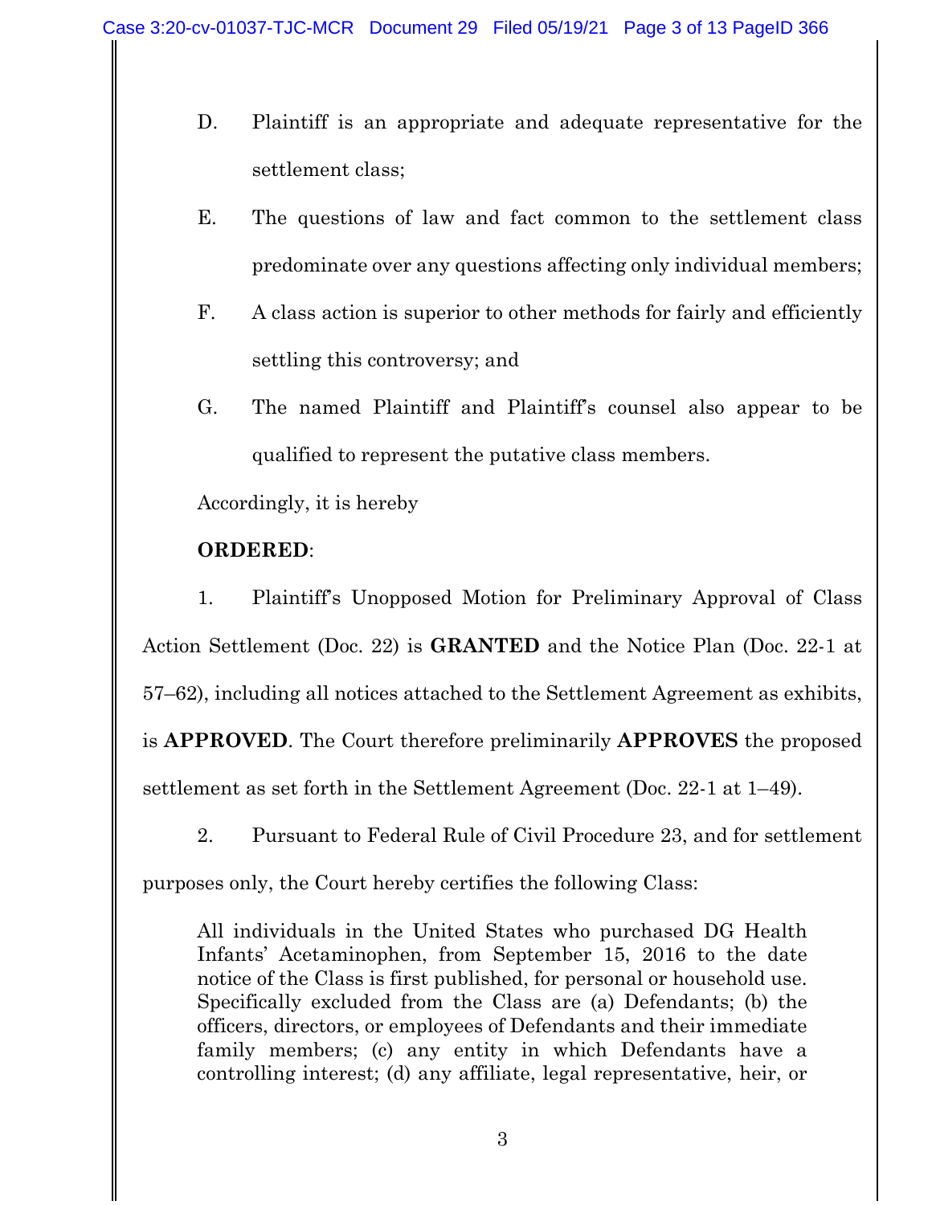D. Plaintiff is an appropriate and adequate representative for the settlement class;

E. The questions of law and fact common to the settlement class predominate over any questions affecting only individual members;

F. A class action is superior to other methods for fairly and efficiently settling this controversy; and

G. The named Plaintiff and Plaintiff's counsel also appear to be qualified to represent the putative class members.

Accordingly, it is hereby

**ORDERED**:

1. Plaintiff's Unopposed Motion for Preliminary Approval of Class Action Settlement (Doc. 22) is **GRANTED** and the Notice Plan (Doc. 22-1 at 57–62), including all notices attached to the Settlement Agreement as exhibits, is **APPROVED**. The Court therefore preliminarily **APPROVES** the proposed settlement as set forth in the Settlement Agreement (Doc. 22-1 at 1–49).

2. Pursuant to Federal Rule of Civil Procedure 23, and for settlement purposes only, the Court hereby certifies the following Class:

> All individuals in the United States who purchased DG Health Infants' Acetaminophen, from September 15, 2016 to the date notice of the Class is first published, for personal or household use. Specifically excluded from the Class are (a) Defendants; (b) the officers, directors, or employees of Defendants and their immediate family members; (c) any entity in which Defendants have a controlling interest; (d) any affiliate, legal representative, heir, or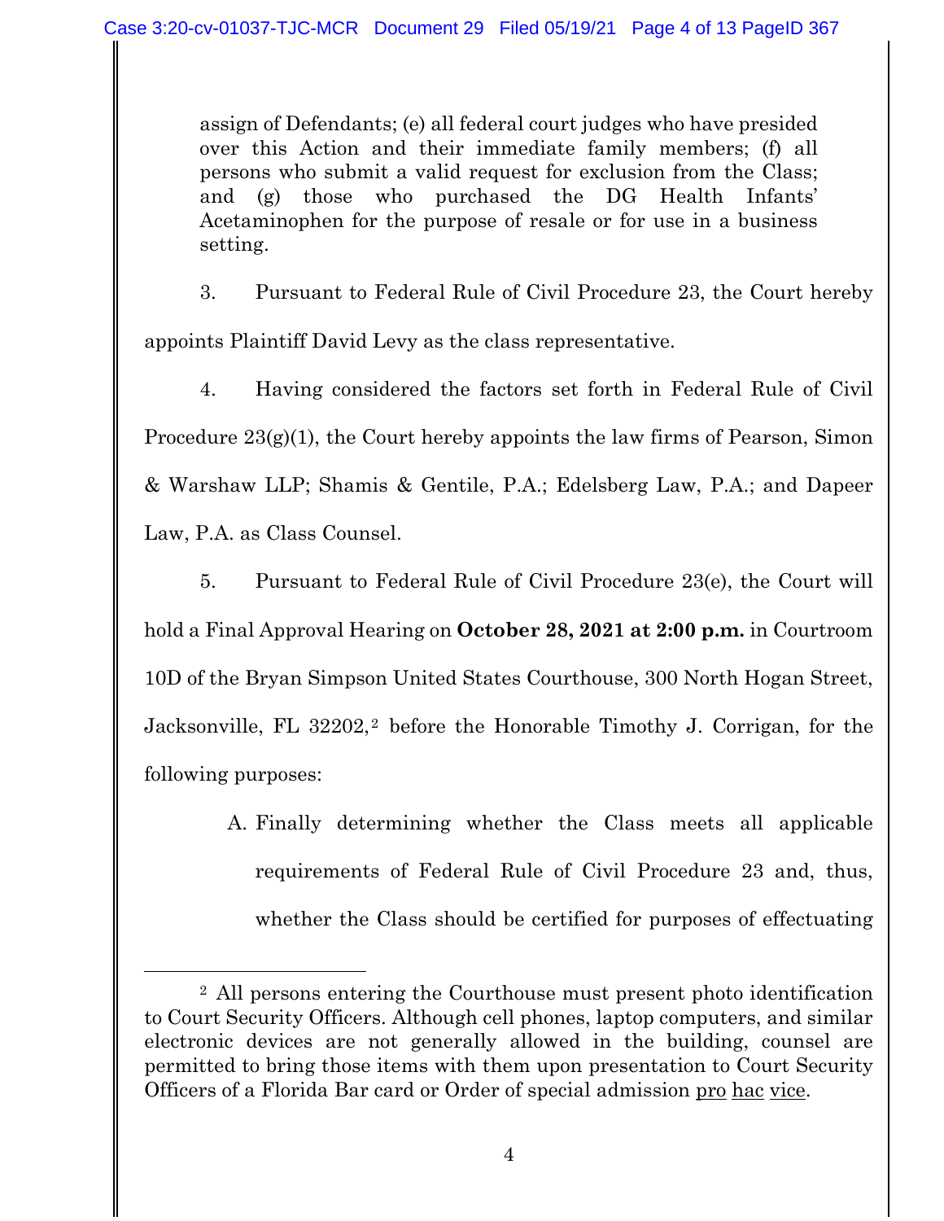assign of Defendants; (e) all federal court judges who have presided over this Action and their immediate family members; (f) all persons who submit a valid request for exclusion from the Class; and (g) those who purchased the DG Health Infants' Acetaminophen for the purpose of resale or for use in a business setting.

3. Pursuant to Federal Rule of Civil Procedure 23, the Court hereby appoints Plaintiff David Levy as the class representative.

4. Having considered the factors set forth in Federal Rule of Civil Procedure 23(g)(1), the Court hereby appoints the law firms of Pearson, Simon & Warshaw LLP; Shamis & Gentile, P.A.; Edelsberg Law, P.A.; and Dapeer Law, P.A. as Class Counsel.

5. Pursuant to Federal Rule of Civil Procedure 23(e), the Court will hold a Final Approval Hearing on **October 28, 2021 at 2:00 p.m.** in Courtroom 10D of the Bryan Simpson United States Courthouse, 300 North Hogan Street, Jacksonville, FL 32202,[2] before the Honorable Timothy J. Corrigan, for the following purposes:

A. Finally determining whether the Class meets all applicable requirements of Federal Rule of Civil Procedure 23 and, thus, whether the Class should be certified for purposes of effectuating

---

[2] All persons entering the Courthouse must present photo identification to Court Security Officers. Although cell phones, laptop computers, and similar electronic devices are not generally allowed in the building, counsel are permitted to bring those items with them upon presentation to Court Security Officers of a Florida Bar card or Order of special admission pro hac vice.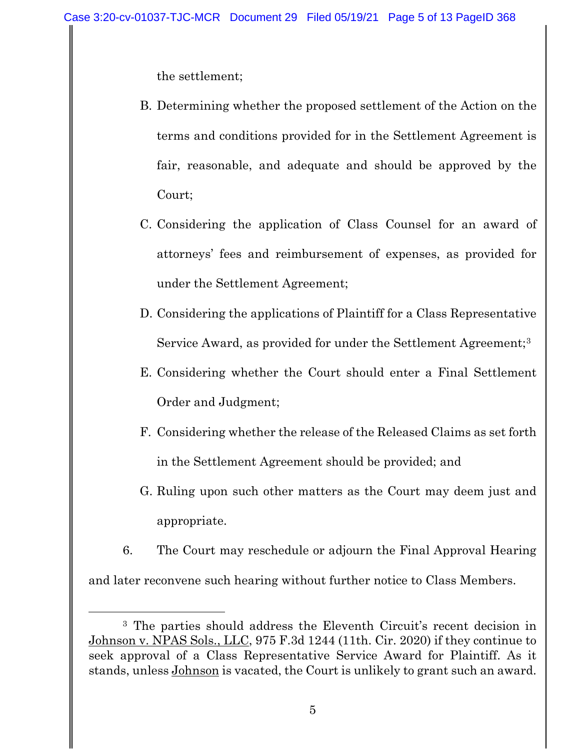the settlement;

B. Determining whether the proposed settlement of the Action on the terms and conditions provided for in the Settlement Agreement is fair, reasonable, and adequate and should be approved by the Court;

C. Considering the application of Class Counsel for an award of attorneys' fees and reimbursement of expenses, as provided for under the Settlement Agreement;

D. Considering the applications of Plaintiff for a Class Representative Service Award, as provided for under the Settlement Agreement;[3]

E. Considering whether the Court should enter a Final Settlement Order and Judgment;

F. Considering whether the release of the Released Claims as set forth in the Settlement Agreement should be provided; and

G. Ruling upon such other matters as the Court may deem just and appropriate.

6. The Court may reschedule or adjourn the Final Approval Hearing and later reconvene such hearing without further notice to Class Members.

---

[3] The parties should address the Eleventh Circuit's recent decision in Johnson v. NPAS Sols., LLC, 975 F.3d 1244 (11th. Cir. 2020) if they continue to seek approval of a Class Representative Service Award for Plaintiff. As it stands, unless Johnson is vacated, the Court is unlikely to grant such an award.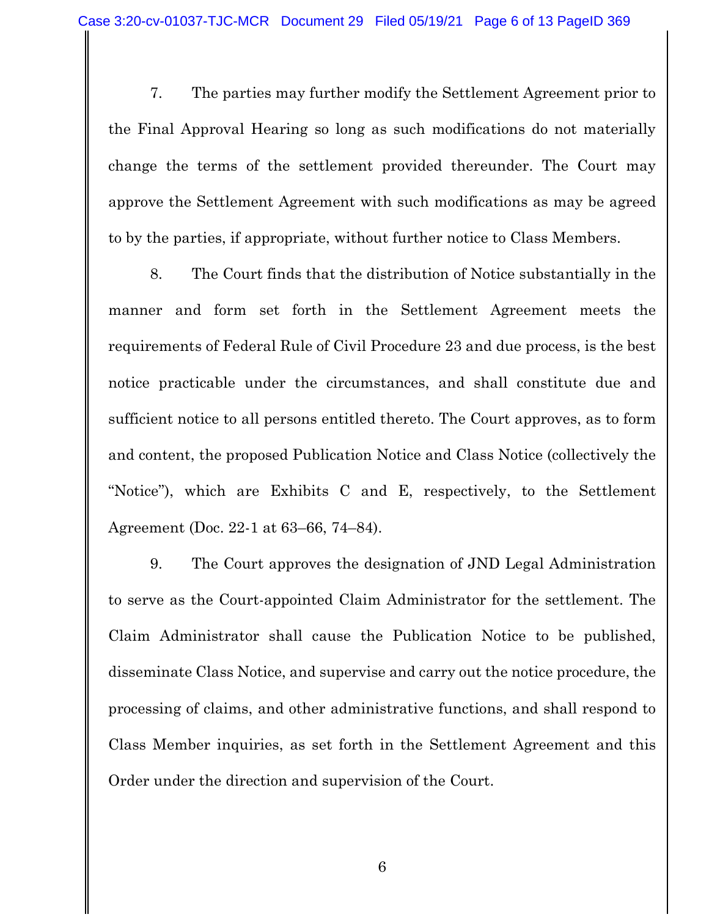7. The parties may further modify the Settlement Agreement prior to the Final Approval Hearing so long as such modifications do not materially change the terms of the settlement provided thereunder. The Court may approve the Settlement Agreement with such modifications as may be agreed to by the parties, if appropriate, without further notice to Class Members.

8. The Court finds that the distribution of Notice substantially in the manner and form set forth in the Settlement Agreement meets the requirements of Federal Rule of Civil Procedure 23 and due process, is the best notice practicable under the circumstances, and shall constitute due and sufficient notice to all persons entitled thereto. The Court approves, as to form and content, the proposed Publication Notice and Class Notice (collectively the "Notice"), which are Exhibits C and E, respectively, to the Settlement Agreement (Doc. 22-1 at 63–66, 74–84).

9. The Court approves the designation of JND Legal Administration to serve as the Court-appointed Claim Administrator for the settlement. The Claim Administrator shall cause the Publication Notice to be published, disseminate Class Notice, and supervise and carry out the notice procedure, the processing of claims, and other administrative functions, and shall respond to Class Member inquiries, as set forth in the Settlement Agreement and this Order under the direction and supervision of the Court.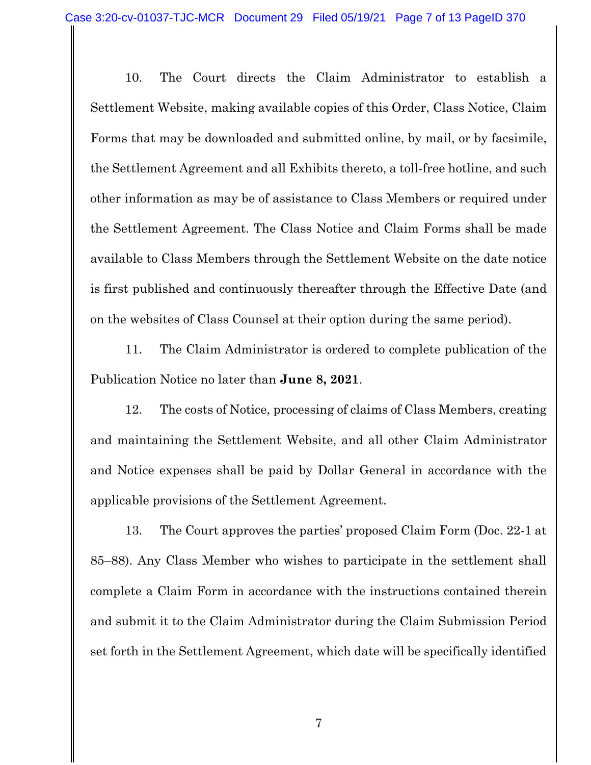10. The Court directs the Claim Administrator to establish a Settlement Website, making available copies of this Order, Class Notice, Claim Forms that may be downloaded and submitted online, by mail, or by facsimile, the Settlement Agreement and all Exhibits thereto, a toll-free hotline, and such other information as may be of assistance to Class Members or required under the Settlement Agreement. The Class Notice and Claim Forms shall be made available to Class Members through the Settlement Website on the date notice is first published and continuously thereafter through the Effective Date (and on the websites of Class Counsel at their option during the same period).

11. The Claim Administrator is ordered to complete publication of the Publication Notice no later than **June 8, 2021**.

12. The costs of Notice, processing of claims of Class Members, creating and maintaining the Settlement Website, and all other Claim Administrator and Notice expenses shall be paid by Dollar General in accordance with the applicable provisions of the Settlement Agreement.

13. The Court approves the parties' proposed Claim Form (Doc. 22-1 at 85–88). Any Class Member who wishes to participate in the settlement shall complete a Claim Form in accordance with the instructions contained therein and submit it to the Claim Administrator during the Claim Submission Period set forth in the Settlement Agreement, which date will be specifically identified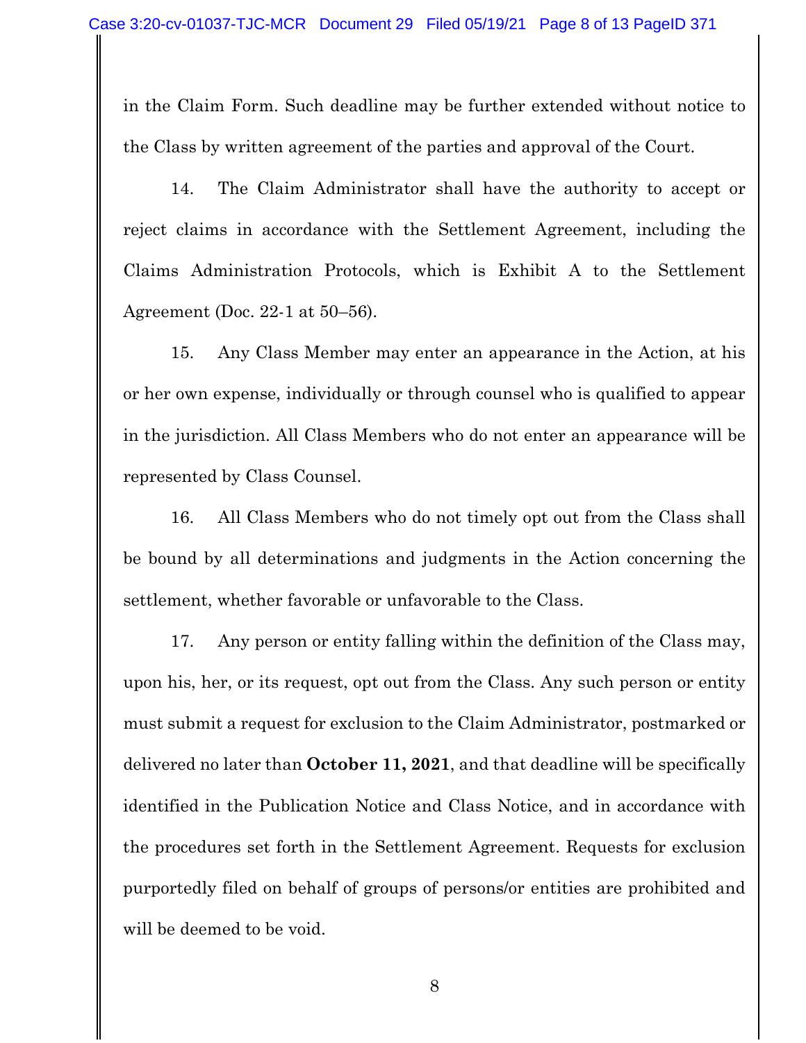in the Claim Form. Such deadline may be further extended without notice to the Class by written agreement of the parties and approval of the Court.

14. The Claim Administrator shall have the authority to accept or reject claims in accordance with the Settlement Agreement, including the Claims Administration Protocols, which is Exhibit A to the Settlement Agreement (Doc. 22-1 at 50–56).

15. Any Class Member may enter an appearance in the Action, at his or her own expense, individually or through counsel who is qualified to appear in the jurisdiction. All Class Members who do not enter an appearance will be represented by Class Counsel.

16. All Class Members who do not timely opt out from the Class shall be bound by all determinations and judgments in the Action concerning the settlement, whether favorable or unfavorable to the Class.

17. Any person or entity falling within the definition of the Class may, upon his, her, or its request, opt out from the Class. Any such person or entity must submit a request for exclusion to the Claim Administrator, postmarked or delivered no later than **October 11, 2021**, and that deadline will be specifically identified in the Publication Notice and Class Notice, and in accordance with the procedures set forth in the Settlement Agreement. Requests for exclusion purportedly filed on behalf of groups of persons/or entities are prohibited and will be deemed to be void.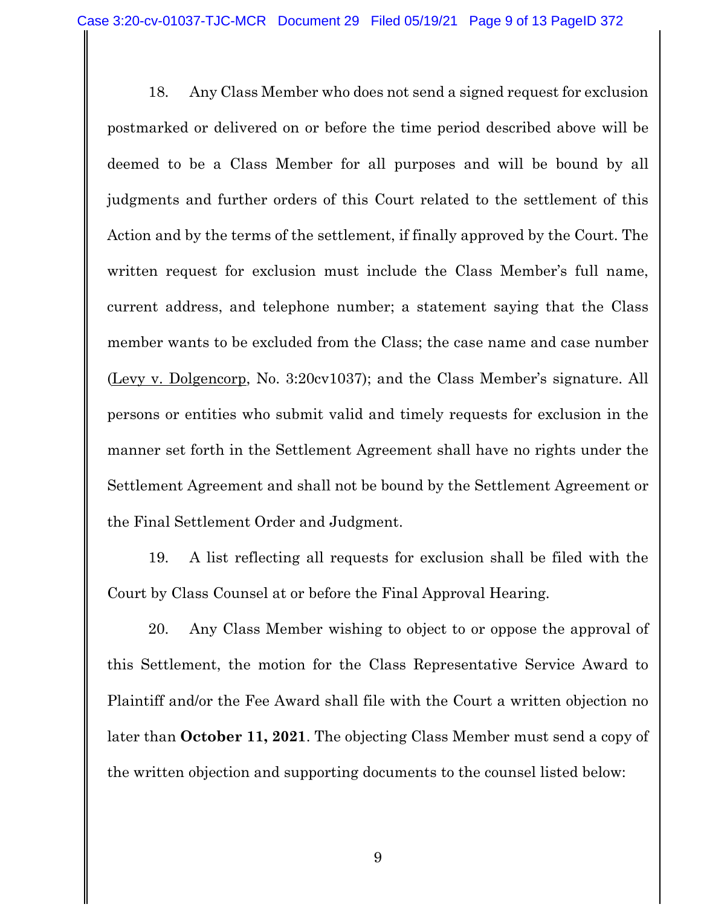18. Any Class Member who does not send a signed request for exclusion postmarked or delivered on or before the time period described above will be deemed to be a Class Member for all purposes and will be bound by all judgments and further orders of this Court related to the settlement of this Action and by the terms of the settlement, if finally approved by the Court. The written request for exclusion must include the Class Member's full name, current address, and telephone number; a statement saying that the Class member wants to be excluded from the Class; the case name and case number (Levy v. Dolgencorp, No. 3:20cv1037); and the Class Member's signature. All persons or entities who submit valid and timely requests for exclusion in the manner set forth in the Settlement Agreement shall have no rights under the Settlement Agreement and shall not be bound by the Settlement Agreement or the Final Settlement Order and Judgment.

19. A list reflecting all requests for exclusion shall be filed with the Court by Class Counsel at or before the Final Approval Hearing.

20. Any Class Member wishing to object to or oppose the approval of this Settlement, the motion for the Class Representative Service Award to Plaintiff and/or the Fee Award shall file with the Court a written objection no later than **October 11, 2021**. The objecting Class Member must send a copy of the written objection and supporting documents to the counsel listed below: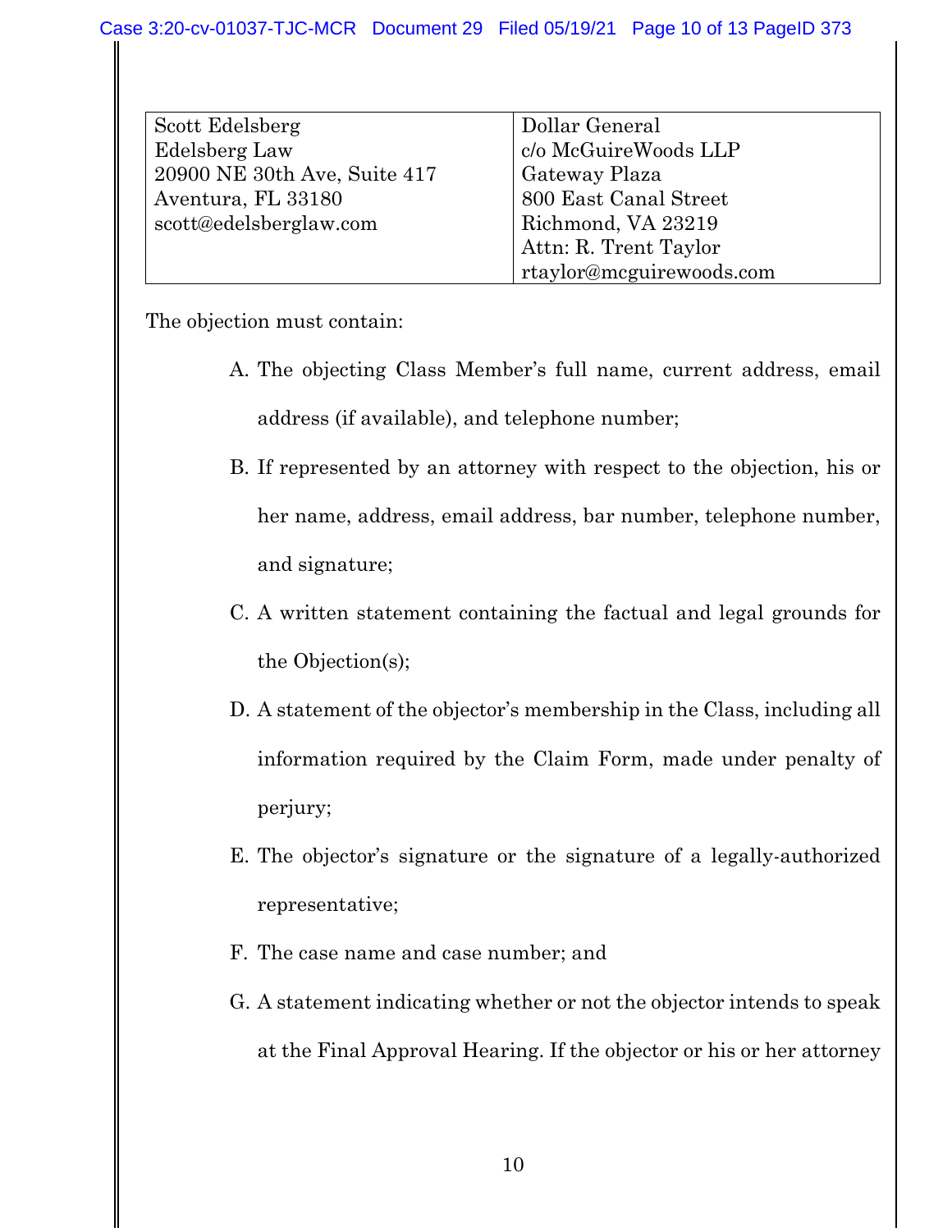| Scott Edelsberg<br>Edelsberg Law<br>20900 NE 30th Ave, Suite 417<br>Aventura, FL 33180<br>scott@edelsberglaw.com | Dollar General<br>c/o McGuireWoods LLP<br>Gateway Plaza<br>800 East Canal Street<br>Richmond, VA 23219<br>Attn: R. Trent Taylor<br>rtaylor@mcguirewoods.com |
|---|---|

The objection must contain:

A. The objecting Class Member's full name, current address, email address (if available), and telephone number;

B. If represented by an attorney with respect to the objection, his or her name, address, email address, bar number, telephone number, and signature;

C. A written statement containing the factual and legal grounds for the Objection(s);

D. A statement of the objector's membership in the Class, including all information required by the Claim Form, made under penalty of perjury;

E. The objector's signature or the signature of a legally-authorized representative;

F. The case name and case number; and

G. A statement indicating whether or not the objector intends to speak at the Final Approval Hearing. If the objector or his or her attorney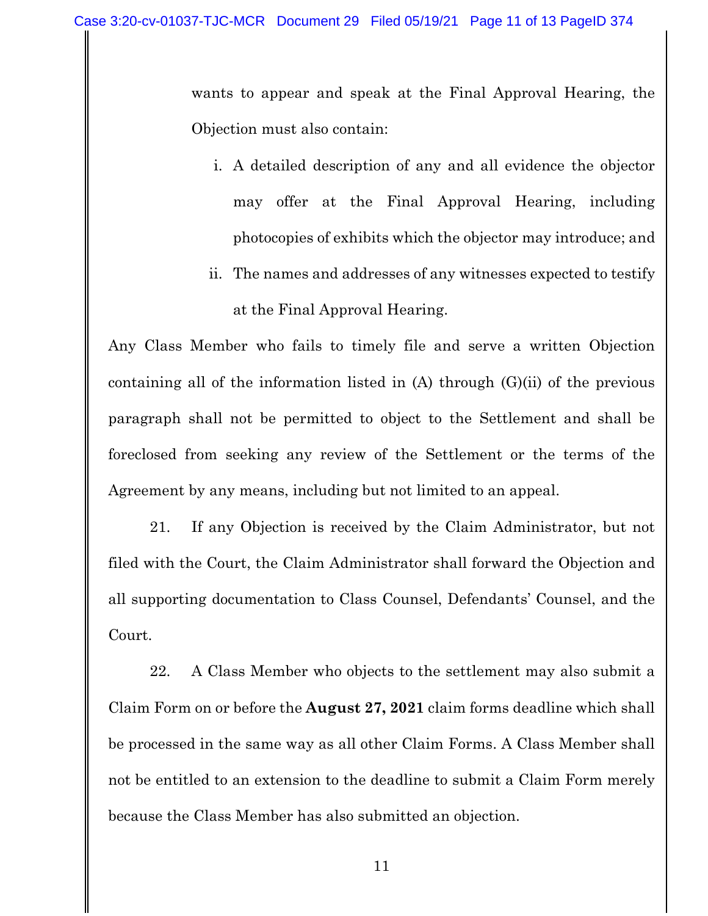wants to appear and speak at the Final Approval Hearing, the Objection must also contain:

i. A detailed description of any and all evidence the objector may offer at the Final Approval Hearing, including photocopies of exhibits which the objector may introduce; and

ii. The names and addresses of any witnesses expected to testify at the Final Approval Hearing.

Any Class Member who fails to timely file and serve a written Objection containing all of the information listed in (A) through (G)(ii) of the previous paragraph shall not be permitted to object to the Settlement and shall be foreclosed from seeking any review of the Settlement or the terms of the Agreement by any means, including but not limited to an appeal.

21. If any Objection is received by the Claim Administrator, but not filed with the Court, the Claim Administrator shall forward the Objection and all supporting documentation to Class Counsel, Defendants' Counsel, and the Court.

22. A Class Member who objects to the settlement may also submit a Claim Form on or before the **August 27, 2021** claim forms deadline which shall be processed in the same way as all other Claim Forms. A Class Member shall not be entitled to an extension to the deadline to submit a Claim Form merely because the Class Member has also submitted an objection.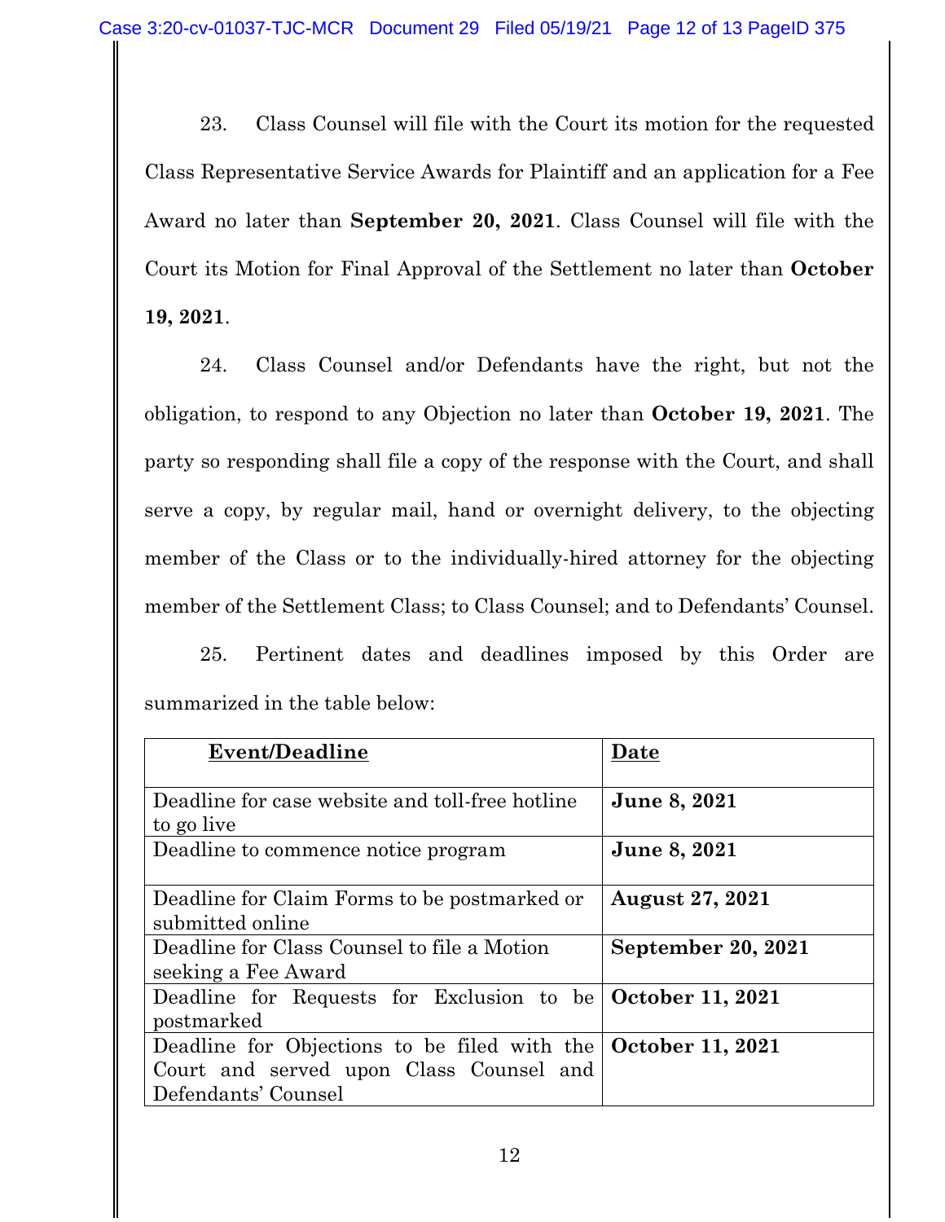23. Class Counsel will file with the Court its motion for the requested Class Representative Service Awards for Plaintiff and an application for a Fee Award no later than **September 20, 2021**. Class Counsel will file with the Court its Motion for Final Approval of the Settlement no later than **October 19, 2021**.

24. Class Counsel and/or Defendants have the right, but not the obligation, to respond to any Objection no later than **October 19, 2021**. The party so responding shall file a copy of the response with the Court, and shall serve a copy, by regular mail, hand or overnight delivery, to the objecting member of the Class or to the individually-hired attorney for the objecting member of the Settlement Class; to Class Counsel; and to Defendants' Counsel.

25. Pertinent dates and deadlines imposed by this Order are summarized in the table below:

| Event/Deadline | Date |
| --- | --- |
| Deadline for case website and toll-free hotline to go live | **June 8, 2021** |
| Deadline to commence notice program | **June 8, 2021** |
| Deadline for Claim Forms to be postmarked or submitted online | **August 27, 2021** |
| Deadline for Class Counsel to file a Motion seeking a Fee Award | **September 20, 2021** |
| Deadline for Requests for Exclusion to be postmarked | **October 11, 2021** |
| Deadline for Objections to be filed with the Court and served upon Class Counsel and Defendants' Counsel | **October 11, 2021** |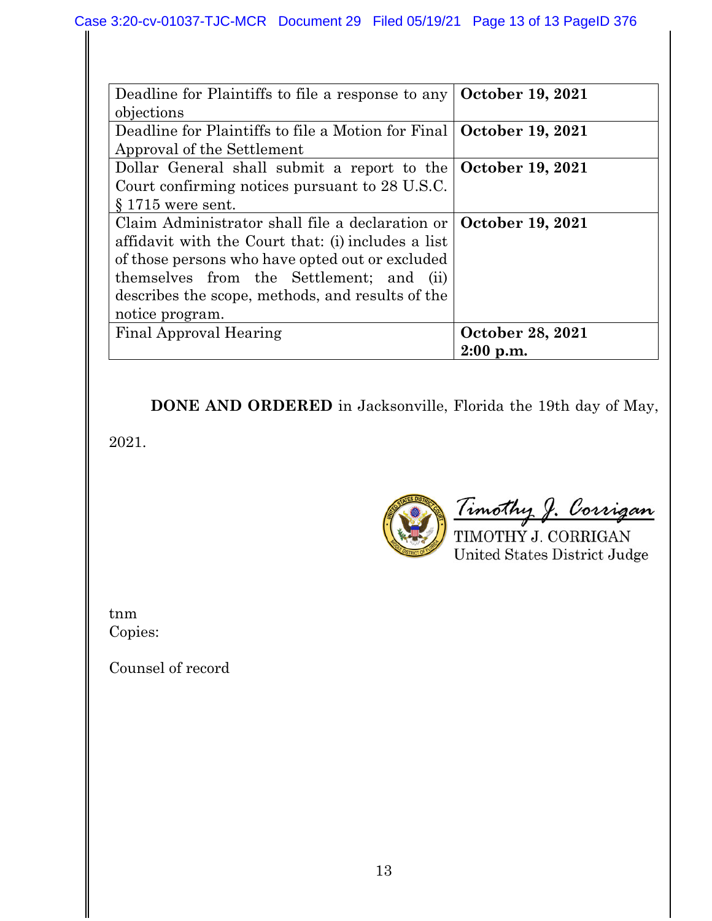| | |
|---|---|
| Deadline for Plaintiffs to file a response to any objections | **October 19, 2021** |
| Deadline for Plaintiffs to file a Motion for Final Approval of the Settlement | **October 19, 2021** |
| Dollar General shall submit a report to the Court confirming notices pursuant to 28 U.S.C. § 1715 were sent. | **October 19, 2021** |
| Claim Administrator shall file a declaration or affidavit with the Court that: (i) includes a list of those persons who have opted out or excluded themselves from the Settlement; and (ii) describes the scope, methods, and results of the notice program. | **October 19, 2021** |
| Final Approval Hearing | **October 28, 2021 2:00 p.m.** |

**DONE AND ORDERED** in Jacksonville, Florida the 19th day of May, 2021.

*Timothy J. Corrigan*
TIMOTHY J. CORRIGAN
United States District Judge

tnm
Copies:

Counsel of record